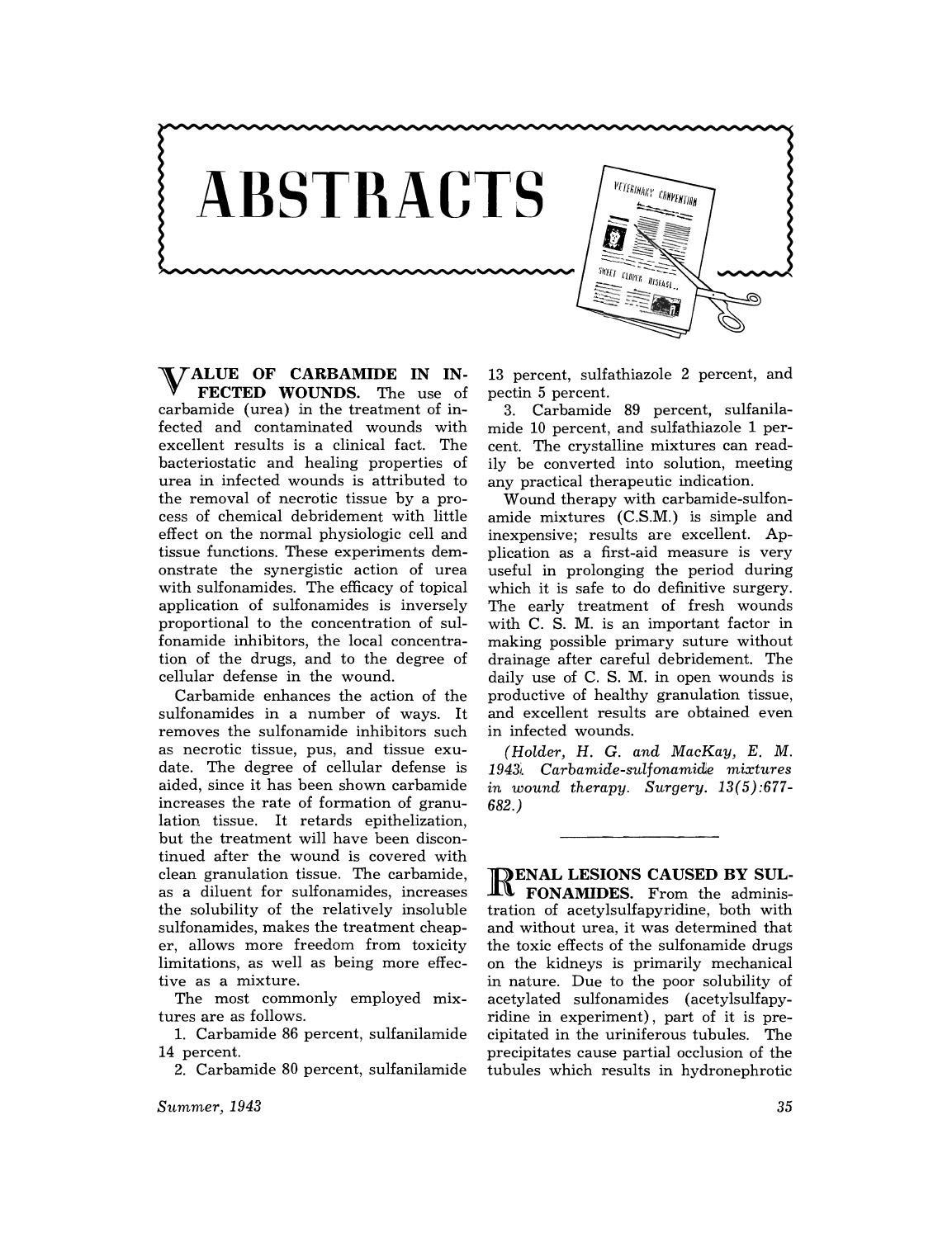# ABSTRACTS

**VALUE OF CARBAMIDE IN INFECTED WOUNDS.** The use of carbamide (urea) in the treatment of infected and contaminated wounds with excellent results is a clinical fact. The bacteriostatic and healing properties of urea in infected wounds is attributed to the removal of necrotic tissue by a process of chemical debridement with little effect on the normal physiologic cell and tissue functions. These experiments demonstrate the synergistic action of urea with sulfonamides. The efficacy of topical application of sulfonamides is inversely proportional to the concentration of sulfonamide inhibitors, the local concentration of the drugs, and to the degree of cellular defense in the wound.

Carbamide enhances the action of the sulfonamides in a number of ways. It removes the sulfonamide inhibitors such as necrotic tissue, pus, and tissue exudate. The degree of cellular defense is aided, since it has been shown carbamide increases the rate of formation of granulation tissue. It retards epithelization, but the treatment will have been discontinued after the wound is covered with clean granulation tissue. The carbamide, as a diluent for sulfonamides, increases the solubility of the relatively insoluble sulfonamides, makes the treatment cheaper, allows more freedom from toxicity limitations, as well as being more effective as a mixture.

The most commonly employed mixtures are as follows.

1. Carbamide 86 percent, sulfanilamide 14 percent.
2. Carbamide 80 percent, sulfanilamide 13 percent, sulfathiazole 2 percent, and pectin 5 percent.
3. Carbamide 89 percent, sulfanilamide 10 percent, and sulfathiazole 1 percent. The crystalline mixtures can readily be converted into solution, meeting any practical therapeutic indication.

Wound therapy with carbamide-sulfonamide mixtures (C.S.M.) is simple and inexpensive; results are excellent. Application as a first-aid measure is very useful in prolonging the period during which it is safe to do definitive surgery. The early treatment of fresh wounds with C. S. M. is an important factor in making possible primary suture without drainage after careful debridement. The daily use of C. S. M. in open wounds is productive of healthy granulation tissue, and excellent results are obtained even in infected wounds.

*(Holder, H. G. and MacKay, E. M. 1943. Carbamide-sulfonamide mixtures in wound therapy. Surgery. 13(5):677-682.)*

---

**RENAL LESIONS CAUSED BY SULFONAMIDES.** From the administration of acetylsulfapyridine, both with and without urea, it was determined that the toxic effects of the sulfonamide drugs on the kidneys is primarily mechanical in nature. Due to the poor solubility of acetylated sulfonamides (acetylsulfapyridine in experiment), part of it is precipitated in the uriniferous tubules. The precipitates cause partial occlusion of the tubules which results in hydronephrotic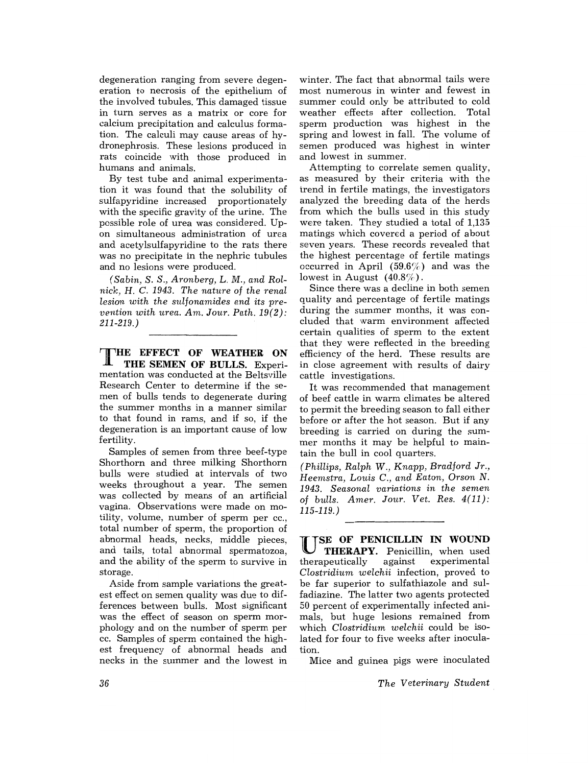degeneration ranging from severe degeneration to necrosis of the epithelium of the involved tubules. This damaged tissue in turn serves as a matrix or core for calcium precipitation and calculus formation. The calculi may cause areas of hydronephrosis. These lesions produced in rats coincide with those produced in humans and animals.

By test tube and animal experimentation it was found that the solubility of sulfapyridine increased proportionately with the specific gravity of the urine. The possible role of urea was considered. Upon simultaneous administration of urea and acetylsulfapyridine to the rats there was no precipitate in the nephric tubules and no lesions were produced.

*(Sabin, S. S., Aronberg, L. M., and Rolnick, H. C. 1943. The nature of the renal lesion with the sulfonamides and its prevention with urea. Am. Jour. Path. 19(2): 211-219.)*

---

**THE EFFECT OF WEATHER ON THE SEMEN OF BULLS.** Experimentation was conducted at the Beltsville Research Center to determine if the semen of bulls tends to degenerate during the summer months in a manner similar to that found in rams, and if so, if the degeneration is an important cause of low fertility.

Samples of semen from three beef-type Shorthorn and three milking Shorthorn bulls were studied at intervals of two weeks throughout a year. The semen was collected by means of an artificial vagina. Observations were made on motility, volume, number of sperm per cc., total number of sperm, the proportion of abnormal heads, necks, middle pieces, and tails, total abnormal spermatozoa, and the ability of the sperm to survive in storage.

Aside from sample variations the greatest effect on semen quality was due to differences between bulls. Most significant was the effect of season on sperm morphology and on the number of sperm per cc. Samples of sperm contained the highest frequency of abnormal heads and necks in the summer and the lowest in winter. The fact that abnormal tails were most numerous in winter and fewest in summer could only be attributed to cold weather effects after collection. Total sperm production was highest in the spring and lowest in fall. The volume of semen produced was highest in winter and lowest in summer.

Attempting to correlate semen quality, as measured by their criteria with the trend in fertile matings, the investigators analyzed the breeding data of the herds from which the bulls used in this study were taken. They studied a total of 1,135 matings which covered a period of about seven years. These records revealed that the highest percentage of fertile matings occurred in April (59.6%) and was the lowest in August (40.8%).

Since there was a decline in both semen quality and percentage of fertile matings during the summer months, it was concluded that warm environment affected certain qualities of sperm to the extent that they were reflected in the breeding efficiency of the herd. These results are in close agreement with results of dairy cattle investigations.

It was recommended that management of beef cattle in warm climates be altered to permit the breeding season to fall either before or after the hot season. But if any breeding is carried on during the summer months it may be helpful to maintain the bull in cool quarters.

*(Phillips, Ralph W., Knapp, Bradford Jr., Heemstra, Louis C., and Eaton, Orson N. 1943. Seasonal variations in the semen of bulls. Amer. Jour. Vet. Res. 4(11): 115-119.)*

---

**USE OF PENICILLIN IN WOUND THERAPY.** Penicillin, when used therapeutically against experimental *Clostridium welchii* infection, proved to be far superior to sulfathiazole and sulfadiazine. The latter two agents protected 50 percent of experimentally infected animals, but huge lesions remained from which *Clostridium welchii* could be isolated for four to five weeks after inoculation.

Mice and guinea pigs were inoculated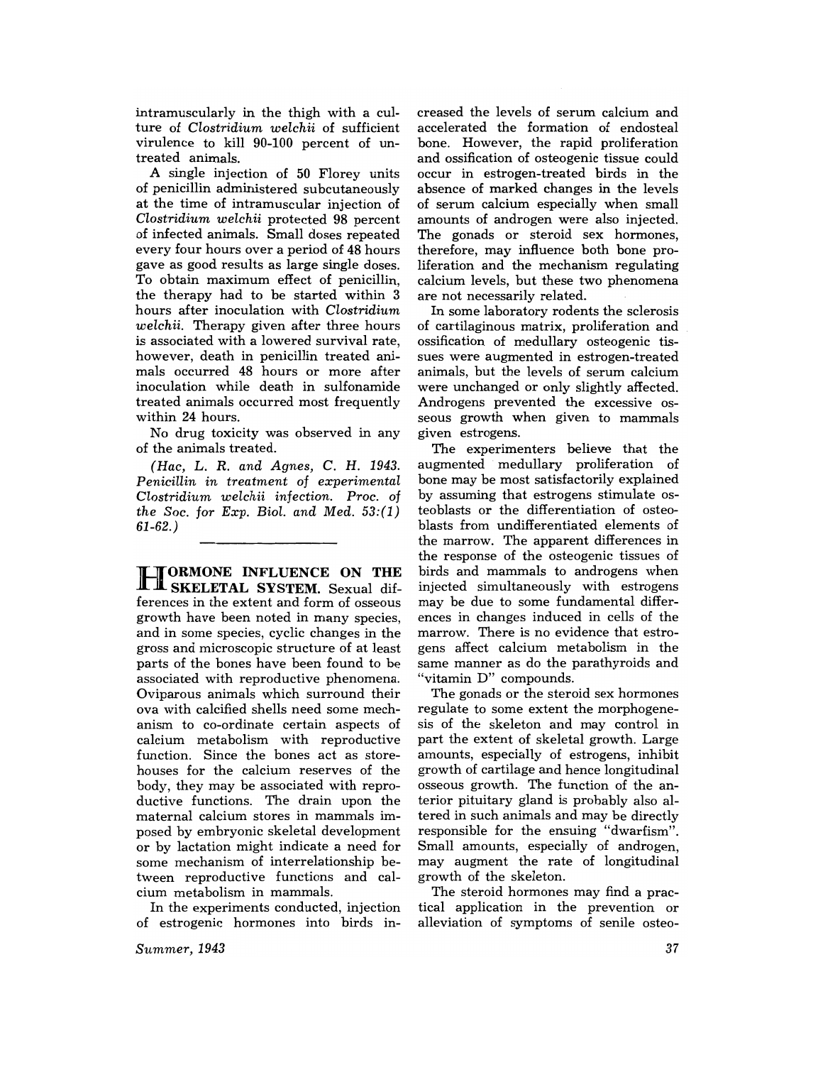intramuscularly in the thigh with a culture of *Clostridium welchii* of sufficient virulence to kill 90-100 percent of untreated animals.

A single injection of 50 Florey units of penicillin administered subcutaneously at the time of intramuscular injection of *Clostridium welchii* protected 98 percent of infected animals. Small doses repeated every four hours over a period of 48 hours gave as good results as large single doses. To obtain maximum effect of penicillin, the therapy had to be started within 3 hours after inoculation with *Clostridium welchii*. Therapy given after three hours is associated with a lowered survival rate, however, death in penicillin treated animals occurred 48 hours or more after inoculation while death in sulfonamide treated animals occurred most frequently within 24 hours.

No drug toxicity was observed in any of the animals treated.

*(Hac, L. R. and Agnes, C. H. 1943. Penicillin in treatment of experimental Clostridium welchii infection. Proc. of the Soc. for Exp. Biol. and Med. 53:(1) 61-62.)*

---

**HORMONE INFLUENCE ON THE SKELETAL SYSTEM.** Sexual differences in the extent and form of osseous growth have been noted in many species, and in some species, cyclic changes in the gross and microscopic structure of at least parts of the bones have been found to be associated with reproductive phenomena. Oviparous animals which surround their ova with calcified shells need some mechanism to co-ordinate certain aspects of calcium metabolism with reproductive function. Since the bones act as storehouses for the calcium reserves of the body, they may be associated with reproductive functions. The drain upon the maternal calcium stores in mammals imposed by embryonic skeletal development or by lactation might indicate a need for some mechanism of interrelationship between reproductive functions and calcium metabolism in mammals.

In the experiments conducted, injection of estrogenic hormones into birds increased the levels of serum calcium and accelerated the formation of endosteal bone. However, the rapid proliferation and ossification of osteogenic tissue could occur in estrogen-treated birds in the absence of marked changes in the levels of serum calcium especially when small amounts of androgen were also injected. The gonads or steroid sex hormones, therefore, may influence both bone proliferation and the mechanism regulating calcium levels, but these two phenomena are not necessarily related.

In some laboratory rodents the sclerosis of cartilaginous matrix, proliferation and ossification of medullary osteogenic tissues were augmented in estrogen-treated animals, but the levels of serum calcium were unchanged or only slightly affected. Androgens prevented the excessive osseous growth when given to mammals given estrogens.

The experimenters believe that the augmented medullary proliferation of bone may be most satisfactorily explained by assuming that estrogens stimulate osteoblasts or the differentiation of osteoblasts from undifferentiated elements of the marrow. The apparent differences in the response of the osteogenic tissues of birds and mammals to androgens when injected simultaneously with estrogens may be due to some fundamental differences in changes induced in cells of the marrow. There is no evidence that estrogens affect calcium metabolism in the same manner as do the parathyroids and "vitamin D" compounds.

The gonads or the steroid sex hormones regulate to some extent the morphogenesis of the skeleton and may control in part the extent of skeletal growth. Large amounts, especially of estrogens, inhibit growth of cartilage and hence longitudinal osseous growth. The function of the anterior pituitary gland is probably also altered in such animals and may be directly responsible for the ensuing "dwarfism". Small amounts, especially of androgen, may augment the rate of longitudinal growth of the skeleton.

The steroid hormones may find a practical application in the prevention or alleviation of symptoms of senile osteo-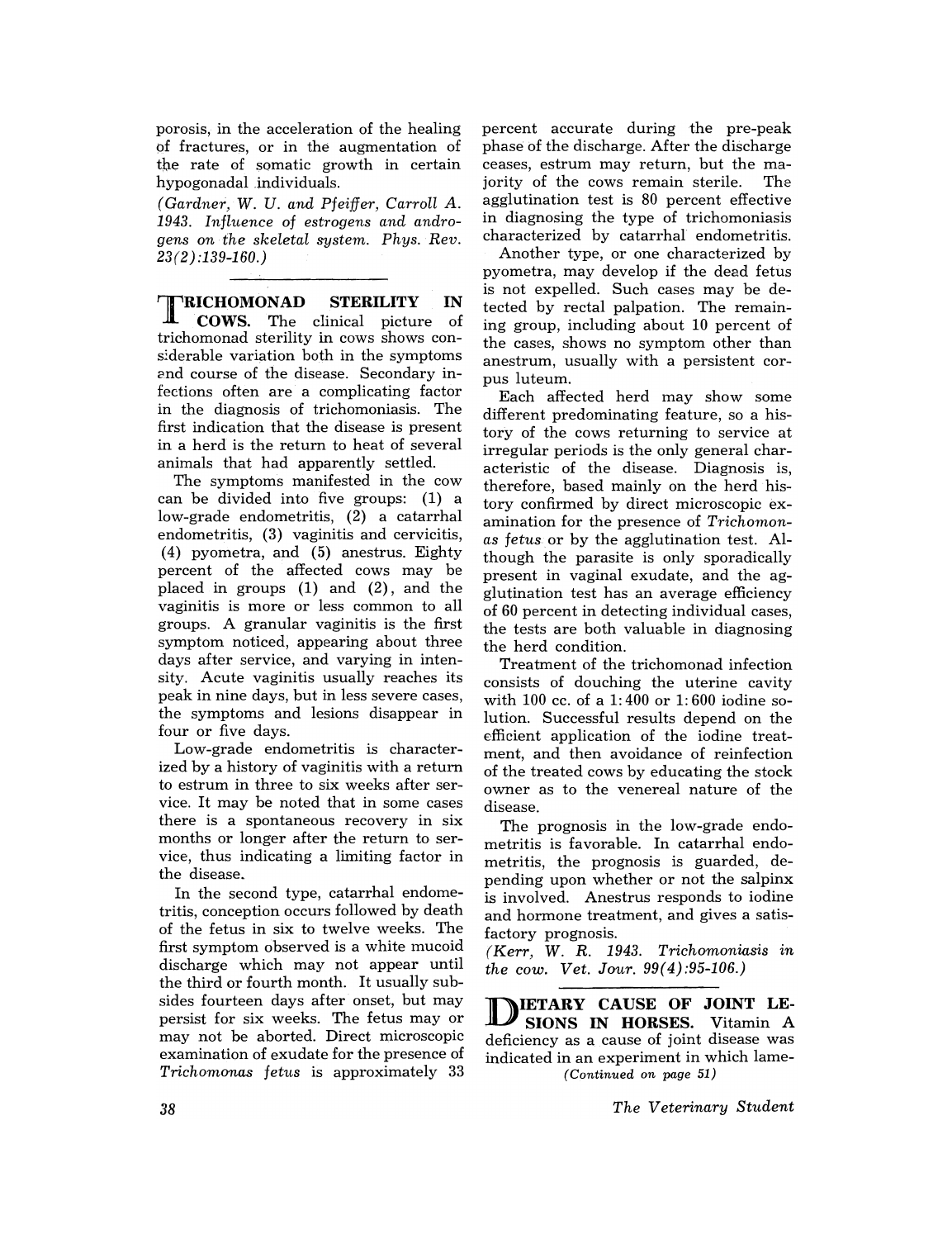porosis, in the acceleration of the healing of fractures, or in the augmentation of the rate of somatic growth in certain hypogonadal individuals.

*(Gardner, W. U. and Pfeiffer, Carroll A. 1943. Influence of estrogens and androgens on the skeletal system. Phys. Rev. 23(2):139-160.)*

---

**TRICHOMONAD STERILITY IN COWS.** The clinical picture of trichomonad sterility in cows shows considerable variation both in the symptoms and course of the disease. Secondary infections often are a complicating factor in the diagnosis of trichomoniasis. The first indication that the disease is present in a herd is the return to heat of several animals that had apparently settled.

The symptoms manifested in the cow can be divided into five groups: (1) a low-grade endometritis, (2) a catarrhal endometritis, (3) vaginitis and cervicitis, (4) pyometra, and (5) anestrus. Eighty percent of the affected cows may be placed in groups (1) and (2), and the vaginitis is more or less common to all groups. A granular vaginitis is the first symptom noticed, appearing about three days after service, and varying in intensity. Acute vaginitis usually reaches its peak in nine days, but in less severe cases, the symptoms and lesions disappear in four or five days.

Low-grade endometritis is characterized by a history of vaginitis with a return to estrum in three to six weeks after service. It may be noted that in some cases there is a spontaneous recovery in six months or longer after the return to service, thus indicating a limiting factor in the disease.

In the second type, catarrhal endometritis, conception occurs followed by death of the fetus in six to twelve weeks. The first symptom observed is a white mucoid discharge which may not appear until the third or fourth month. It usually subsides fourteen days after onset, but may persist for six weeks. The fetus may or may not be aborted. Direct microscopic examination of exudate for the presence of *Trichomonas fetus* is approximately 33 percent accurate during the pre-peak phase of the discharge. After the discharge ceases, estrum may return, but the majority of the cows remain sterile. The agglutination test is 80 percent effective in diagnosing the type of trichomoniasis characterized by catarrhal endometritis.

Another type, or one characterized by pyometra, may develop if the dead fetus is not expelled. Such cases may be detected by rectal palpation. The remaining group, including about 10 percent of the cases, shows no symptom other than anestrum, usually with a persistent corpus luteum.

Each affected herd may show some different predominating feature, so a history of the cows returning to service at irregular periods is the only general characteristic of the disease. Diagnosis is, therefore, based mainly on the herd history confirmed by direct microscopic examination for the presence of *Trichomonas fetus* or by the agglutination test. Although the parasite is only sporadically present in vaginal exudate, and the agglutination test has an average efficiency of 60 percent in detecting individual cases, the tests are both valuable in diagnosing the herd condition.

Treatment of the trichomonad infection consists of douching the uterine cavity with 100 cc. of a 1:400 or 1:600 iodine solution. Successful results depend on the efficient application of the iodine treatment, and then avoidance of reinfection of the treated cows by educating the stock owner as to the venereal nature of the disease.

The prognosis in the low-grade endometritis is favorable. In catarrhal endometritis, the prognosis is guarded, depending upon whether or not the salpinx is involved. Anestrus responds to iodine and hormone treatment, and gives a satisfactory prognosis.

*(Kerr, W. R. 1943. Trichomoniasis in the cow. Vet. Jour. 99(4):95-106.)*

---

**DIETARY CAUSE OF JOINT LESIONS IN HORSES.** Vitamin A deficiency as a cause of joint disease was indicated in an experiment in which lame-

*(Continued on page 51)*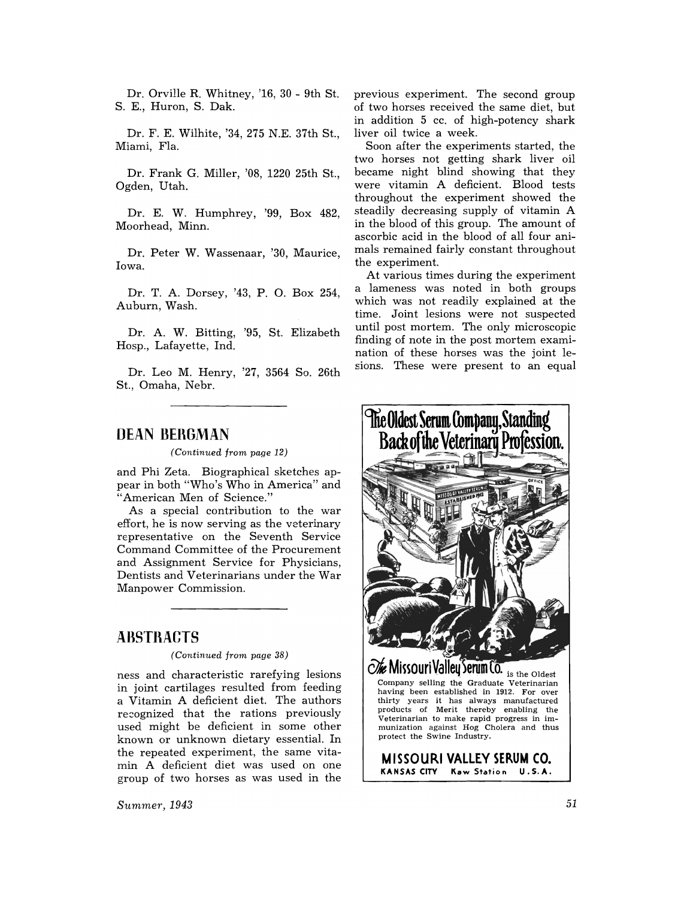Dr. Orville R. Whitney, '16, 30 - 9th St. S. E., Huron, S. Dak.

Dr. F. E. Wilhite, '34, 275 N.E. 37th St., Miami, Fla.

Dr. Frank G. Miller, '08, 1220 25th St., Ogden, Utah.

Dr. E. W. Humphrey, '99, Box 482, Moorhead, Minn.

Dr. Peter W. Wassenaar, '30, Maurice, Iowa.

Dr. T. A. Dorsey, '43, P. O. Box 254, Auburn, Wash.

Dr. A. W. Bitting, '95, St. Elizabeth Hosp., Lafayette, Ind.

Dr. Leo M. Henry, '27, 3564 So. 26th St., Omaha, Nebr.

## DEAN BERGMAN

*(Continued from page 12)*

and Phi Zeta. Biographical sketches appear in both "Who's Who in America" and "American Men of Science."

As a special contribution to the war effort, he is now serving as the veterinary representative on the Seventh Service Command Committee of the Procurement and Assignment Service for Physicians, Dentists and Veterinarians under the War Manpower Commission.

## ABSTRACTS

*(Continued from page 38)*

ness and characteristic rarefying lesions in joint cartilages resulted from feeding a Vitamin A deficient diet. The authors recognized that the rations previously used might be deficient in some other known or unknown dietary essential. In the repeated experiment, the same vitamin A deficient diet was used on one group of two horses as was used in the previous experiment. The second group of two horses received the same diet, but in addition 5 cc. of high-potency shark liver oil twice a week.

Soon after the experiments started, the two horses not getting shark liver oil became night blind showing that they were vitamin A deficient. Blood tests throughout the experiment showed the steadily decreasing supply of vitamin A in the blood of this group. The amount of ascorbic acid in the blood of all four animals remained fairly constant throughout the experiment.

At various times during the experiment a lameness was noted in both groups which was not readily explained at the time. Joint lesions were not suspected until post mortem. The only microscopic finding of note in the post mortem examination of these horses was the joint lesions. These were present to an equal

**The Oldest Serum Company, Standing Back of the Veterinary Profession.**

**The Missouri Valley Serum Co.** is the Oldest Company selling the Graduate Veterinarian having been established in 1912. For over thirty years it has always manufactured products of Merit thereby enabling the Veterinarian to make rapid progress in immunization against Hog Cholera and thus protect the Swine Industry.

**MISSOURI VALLEY SERUM CO.**
**KANSAS CITY Kaw Station U.S.A.**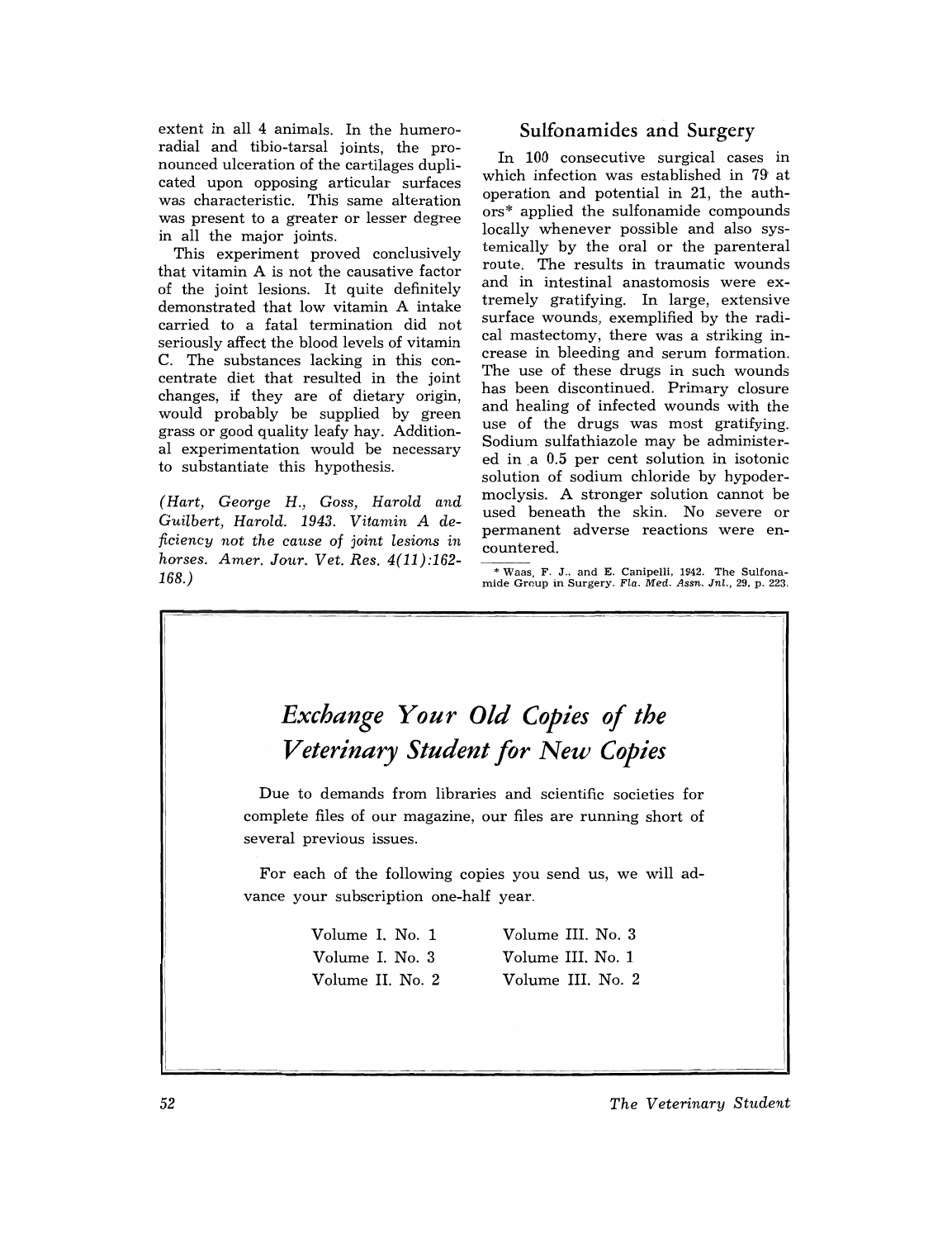extent in all 4 animals. In the humero-radial and tibio-tarsal joints, the pronounced ulceration of the cartilages duplicated upon opposing articular surfaces was characteristic. This same alteration was present to a greater or lesser degree in all the major joints.

This experiment proved conclusively that vitamin A is not the causative factor of the joint lesions. It quite definitely demonstrated that low vitamin A intake carried to a fatal termination did not seriously affect the blood levels of vitamin C. The substances lacking in this concentrate diet that resulted in the joint changes, if they are of dietary origin, would probably be supplied by green grass or good quality leafy hay. Additional experimentation would be necessary to substantiate this hypothesis.

*(Hart, George H., Goss, Harold and Guilbert, Harold. 1943. Vitamin A deficiency not the cause of joint lesions in horses. Amer. Jour. Vet. Res. 4(11):162-168.)*

## Sulfonamides and Surgery

In 100 consecutive surgical cases in which infection was established in 79 at operation and potential in 21, the authors* applied the sulfonamide compounds locally whenever possible and also systemically by the oral or the parenteral route. The results in traumatic wounds and in intestinal anastomosis were extremely gratifying. In large, extensive surface wounds, exemplified by the radical mastectomy, there was a striking increase in bleeding and serum formation. The use of these drugs in such wounds has been discontinued. Primary closure and healing of infected wounds with the use of the drugs was most gratifying. Sodium sulfathiazole may be administered in a 0.5 per cent solution in isotonic solution of sodium chloride by hypodermoclysis. A stronger solution cannot be used beneath the skin. No severe or permanent adverse reactions were encountered.

\* Waas, F. J., and E. Canipelli, 1942. The Sulfonamide Group in Surgery. *Fla. Med. Assn. Jnl.*, 29, p. 223.

---

## *Exchange Your Old Copies of the Veterinary Student for New Copies*

Due to demands from libraries and scientific societies for complete files of our magazine, our files are running short of several previous issues.

For each of the following copies you send us, we will advance your subscription one-half year.

| | |
|---|---|
| Volume I. No. 1 | Volume III. No. 3 |
| Volume I. No. 3 | Volume III. No. 1 |
| Volume II. No. 2 | Volume III. No. 2 |